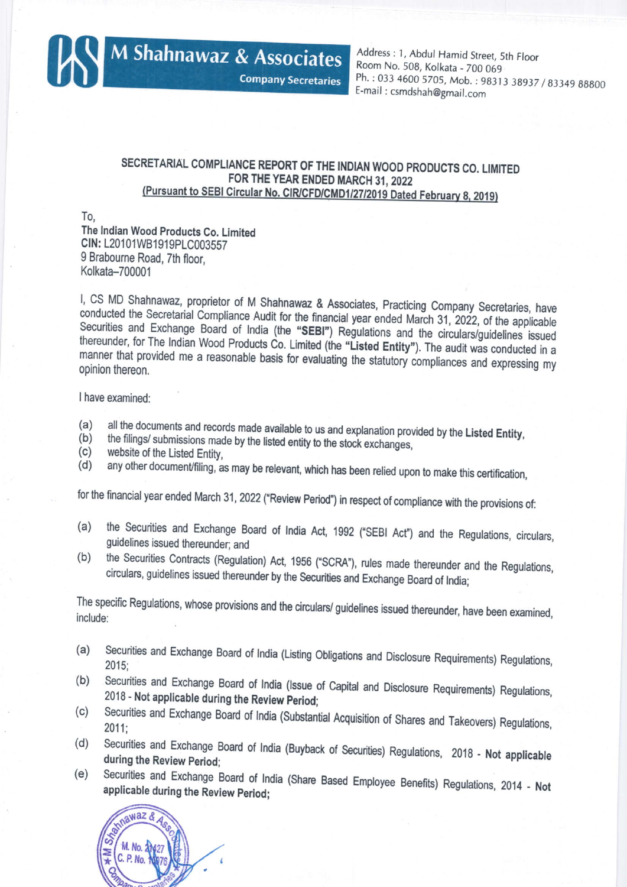M Shahnawaz & Associates
Company Secretaries

Address : 1, Abdul Hamid Street, 5th Floor
Room No. 508, Kolkata - 700 069
Ph. : 033 4600 5705, Mob. : 98313 38937 / 83349 88800
E-mail : csmdshah@gmail.com

## SECRETARIAL COMPLIANCE REPORT OF THE INDIAN WOOD PRODUCTS CO. LIMITED FOR THE YEAR ENDED MARCH 31, 2022
**(Pursuant to SEBI Circular No. CIR/CFD/CMD1/27/2019 Dated February 8, 2019)**

To,
**The Indian Wood Products Co. Limited**
**CIN:** L20101WB1919PLC003557
9 Brabourne Road, 7th floor,
Kolkata–700001

I, CS MD Shahnawaz, proprietor of M Shahnawaz & Associates, Practicing Company Secretaries, have conducted the Secretarial Compliance Audit for the financial year ended March 31, 2022, of the applicable Securities and Exchange Board of India (the **"SEBI"**) Regulations and the circulars/guidelines issued thereunder, for The Indian Wood Products Co. Limited (the **"Listed Entity"**). The audit was conducted in a manner that provided me a reasonable basis for evaluating the statutory compliances and expressing my opinion thereon.

I have examined:

(a) all the documents and records made available to us and explanation provided by the **Listed Entity**,
(b) the filings/ submissions made by the listed entity to the stock exchanges,
(c) website of the Listed Entity,
(d) any other document/filing, as may be relevant, which has been relied upon to make this certification,

for the financial year ended March 31, 2022 ("Review Period") in respect of compliance with the provisions of:

(a) the Securities and Exchange Board of India Act, 1992 ("SEBI Act") and the Regulations, circulars, guidelines issued thereunder; and
(b) the Securities Contracts (Regulation) Act, 1956 ("SCRA"), rules made thereunder and the Regulations, circulars, guidelines issued thereunder by the Securities and Exchange Board of India;

The specific Regulations, whose provisions and the circulars/ guidelines issued thereunder, have been examined, include:

(a) Securities and Exchange Board of India (Listing Obligations and Disclosure Requirements) Regulations, 2015;
(b) Securities and Exchange Board of India (Issue of Capital and Disclosure Requirements) Regulations, 2018 - **Not applicable during the Review Period;**
(c) Securities and Exchange Board of India (Substantial Acquisition of Shares and Takeovers) Regulations, 2011;
(d) Securities and Exchange Board of India (Buyback of Securities) Regulations, 2018 - **Not applicable during the Review Period;**
(e) Securities and Exchange Board of India (Share Based Employee Benefits) Regulations, 2014 - **Not applicable during the Review Period;**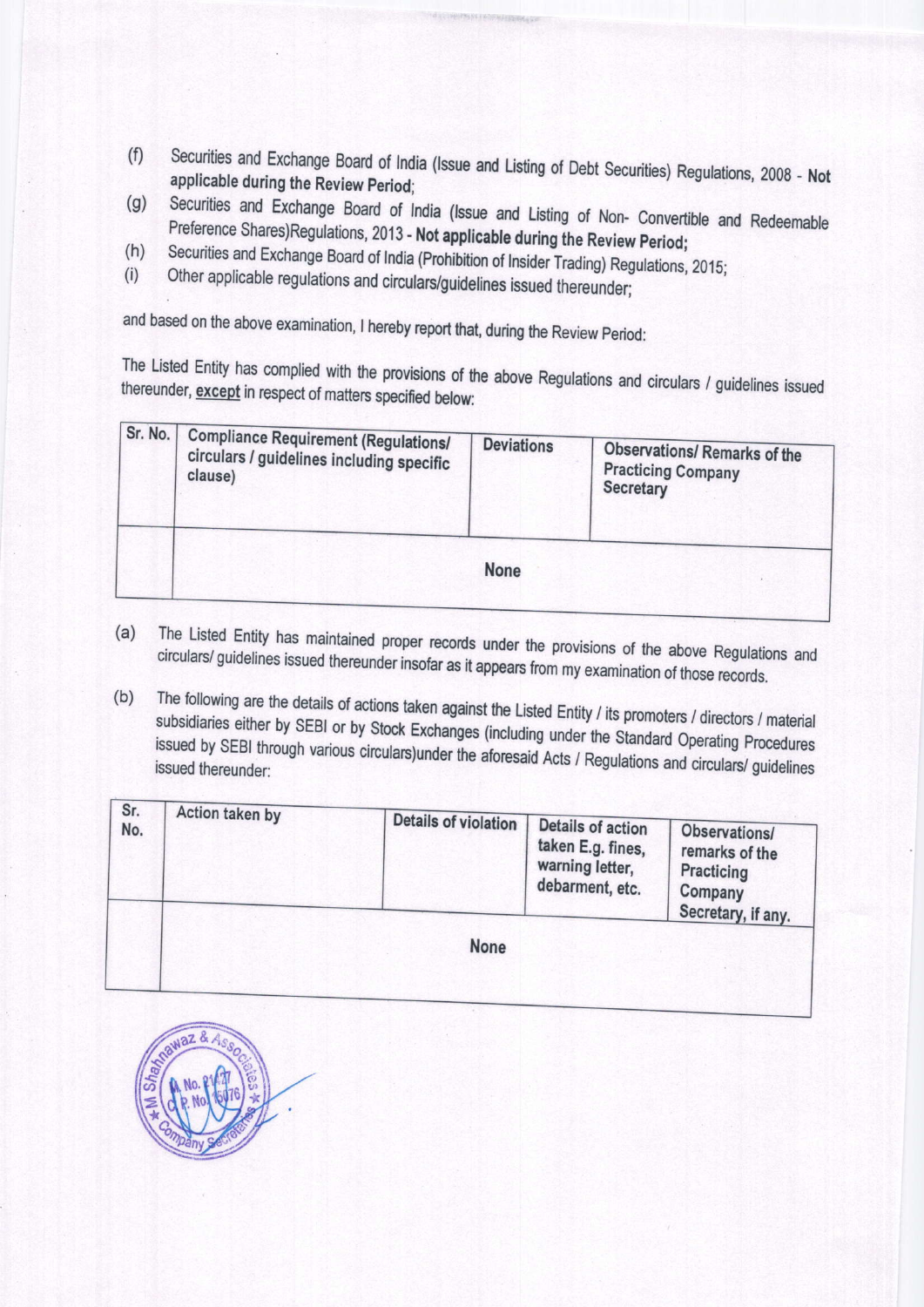(f) Securities and Exchange Board of India (Issue and Listing of Debt Securities) Regulations, 2008 - **Not applicable during the Review Period**;

(g) Securities and Exchange Board of India (Issue and Listing of Non- Convertible and Redeemable Preference Shares)Regulations, 2013 - **Not applicable during the Review Period;**

(h) Securities and Exchange Board of India (Prohibition of Insider Trading) Regulations, 2015;

(i) Other applicable regulations and circulars/guidelines issued thereunder;

and based on the above examination, I hereby report that, during the Review Period:

The Listed Entity has complied with the provisions of the above Regulations and circulars / guidelines issued thereunder, **except** in respect of matters specified below:

| Sr. No. | Compliance Requirement (Regulations/ circulars / guidelines including specific clause) | Deviations | Observations/ Remarks of the Practicing Company Secretary |
|---|---|---|---|
| | None | | |

(a) The Listed Entity has maintained proper records under the provisions of the above Regulations and circulars/ guidelines issued thereunder insofar as it appears from my examination of those records.

(b) The following are the details of actions taken against the Listed Entity / its promoters / directors / material subsidiaries either by SEBI or by Stock Exchanges (including under the Standard Operating Procedures issued by SEBI through various circulars)under the aforesaid Acts / Regulations and circulars/ guidelines issued thereunder:

| Sr. No. | Action taken by | Details of violation | Details of action taken E.g. fines, warning letter, debarment, etc. | Observations/ remarks of the Practicing Company Secretary, if any. |
|---|---|---|---|---|
| | None | | | |

M Shahnawaz & Associates
M. No. 21427
C.P. No. 15076
Company Secretaries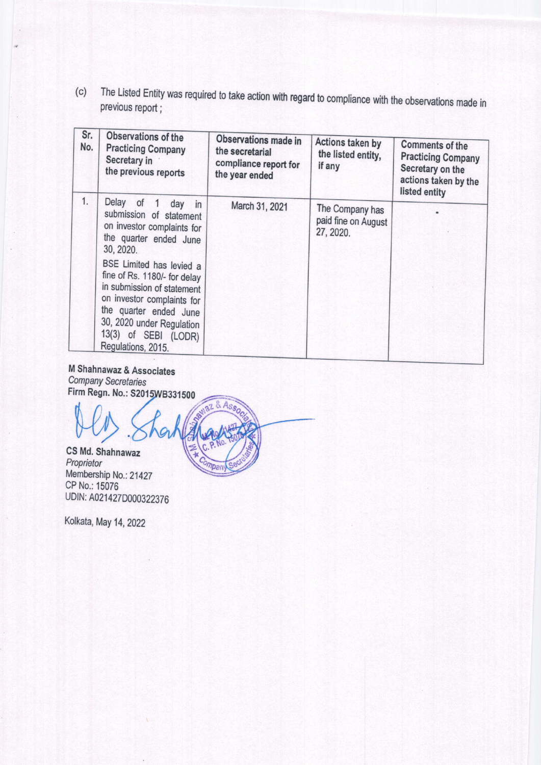(c) The Listed Entity was required to take action with regard to compliance with the observations made in previous report ;

| Sr. No. | Observations of the Practicing Company Secretary in the previous reports | Observations made in the secretarial compliance report for the year ended | Actions taken by the listed entity, if any | Comments of the Practicing Company Secretary on the actions taken by the listed entity |
|---|---|---|---|---|
| 1. | Delay of 1 day in submission of statement on investor complaints for the quarter ended June 30, 2020.<br><br>BSE Limited has levied a fine of Rs. 1180/- for delay in submission of statement on investor complaints for the quarter ended June 30, 2020 under Regulation 13(3) of SEBI (LODR) Regulations, 2015. | March 31, 2021 | The Company has paid fine on August 27, 2020. | - |

**M Shahnawaz & Associates**
*Company Secretaries*
**Firm Regn. No.: S2015WB331500**

**CS Md. Shahnawaz**
*Proprietor*
Membership No.: 21427
CP No.: 15076
UDIN: A021427D000322376

Kolkata, May 14, 2022